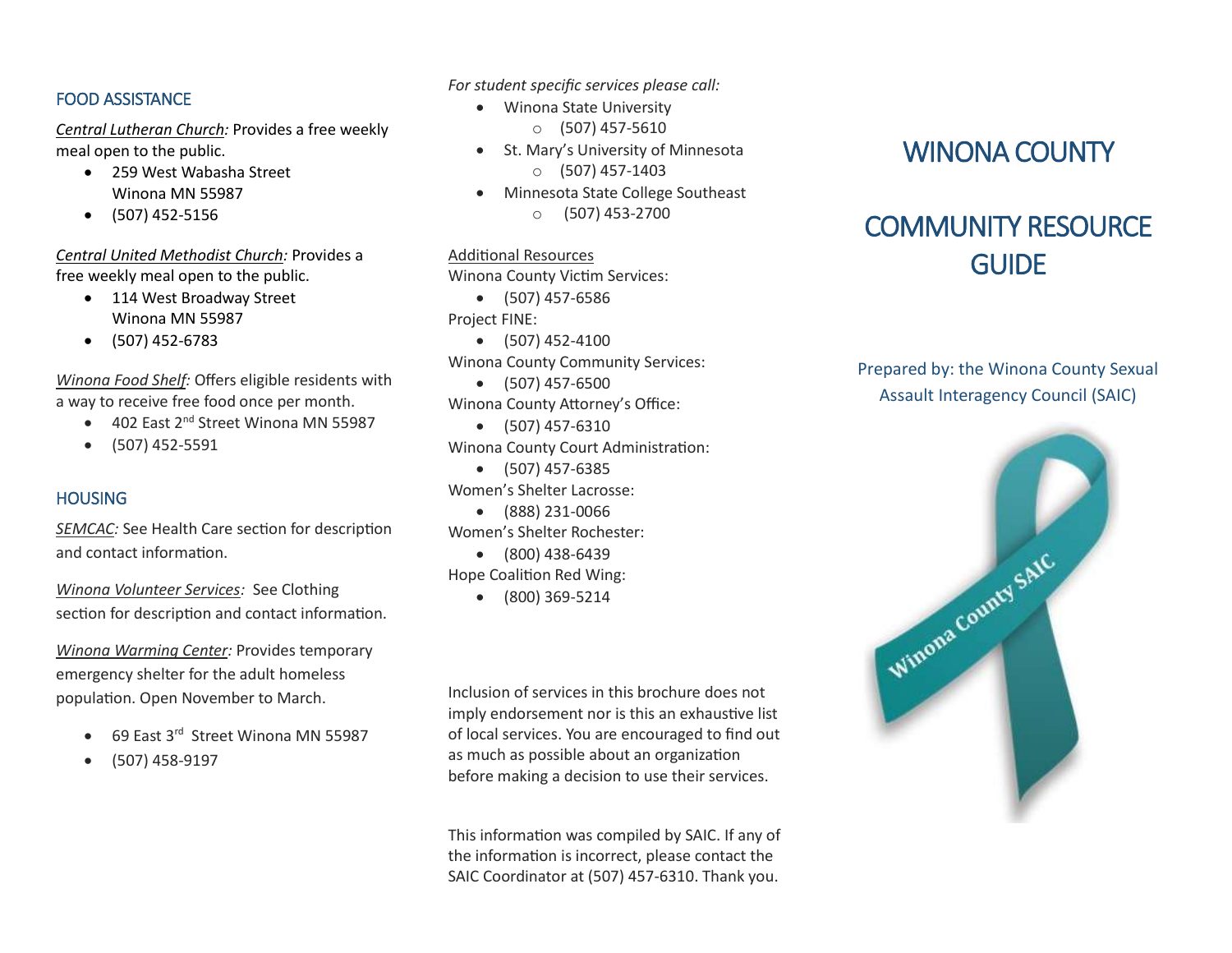## FOOD ASSISTANCE

*Central Lutheran Church:* Provides a free weekly meal open to the public.

- 259 West Wabasha Street Winona MN 55987
- (507) 452-5156

*Central United Methodist Church:* Provides a free weekly meal open to the public.

- 114 West Broadway Street Winona MN 55987
- (507) 452-6783

*Winona Food Shelf:* Offers eligible residents with a way to receive free food once per month.

- 402 East 2nd Street Winona MN 55987
- (507) 452-5591

## HOUSING

*SEMCAC:* See Health Care section for description and contact information.

*Winona Volunteer Services:* See Clothing section for description and contact information.

*Winona Warming Center:* Provides temporary emergency shelter for the adult homeless population. Open November to March.

- 69 East 3rd Street Winona MN 55987
- (507) 458-9197

*For student specific services please call:*

- Winona State University
  - (507) 457-5610
- St. Mary's University of Minnesota
  - (507) 457-1403
- Minnesota State College Southeast
  - (507) 453-2700

Additional Resources

Winona County Victim Services:

- (507) 457-6586

Project FINE:

- (507) 452-4100

Winona County Community Services:

- (507) 457-6500

Winona County Attorney's Office:

- (507) 457-6310

Winona County Court Administration:

- (507) 457-6385

Women's Shelter Lacrosse:

- (888) 231-0066

Women's Shelter Rochester:

- (800) 438-6439

Hope Coalition Red Wing:

- (800) 369-5214

Inclusion of services in this brochure does not imply endorsement nor is this an exhaustive list of local services. You are encouraged to find out as much as possible about an organization before making a decision to use their services.

This information was compiled by SAIC. If any of the information is incorrect, please contact the SAIC Coordinator at (507) 457-6310. Thank you.

# WINONA COUNTY

# COMMUNITY RESOURCE GUIDE

Prepared by: the Winona County Sexual Assault Interagency Council (SAIC)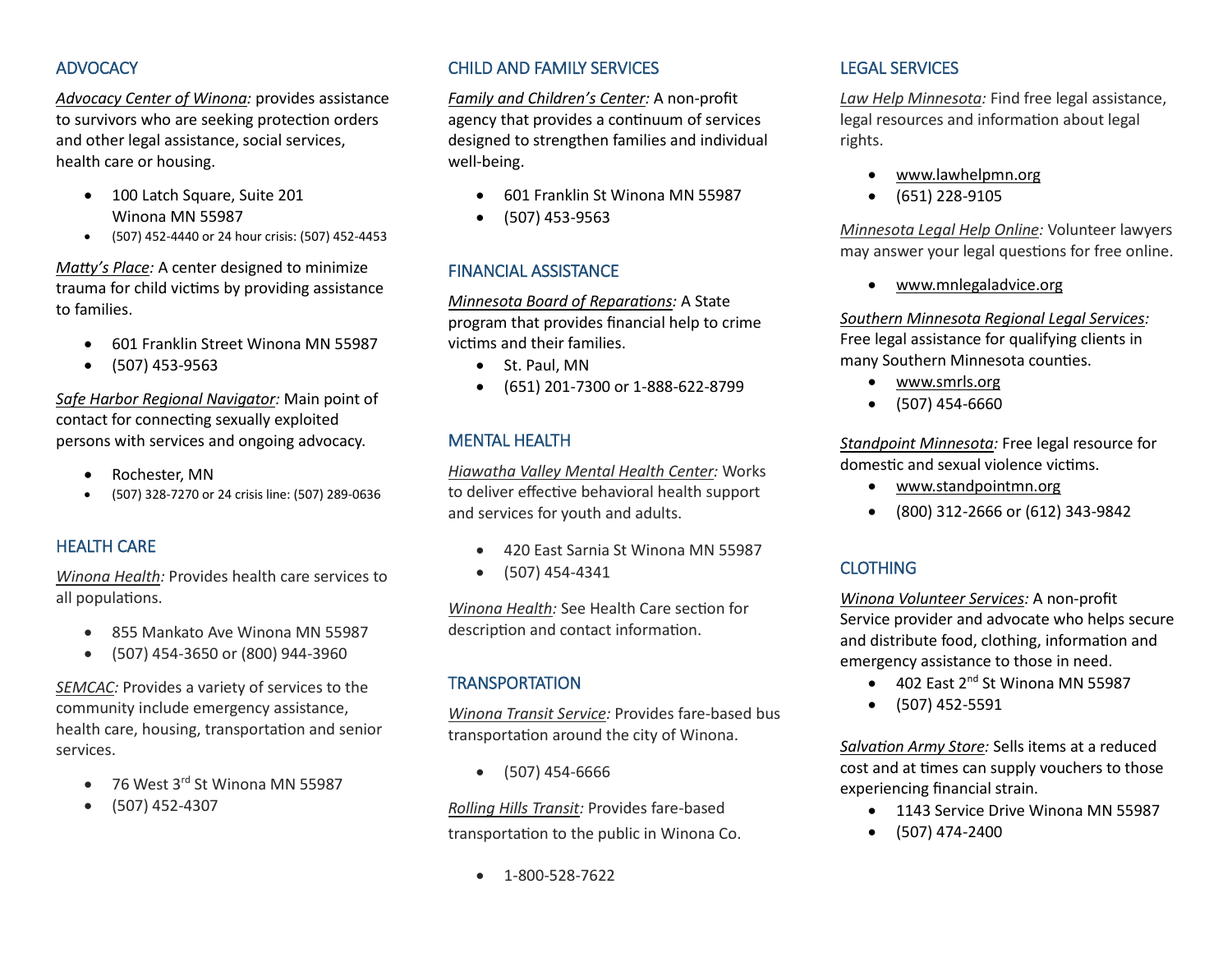## ADVOCACY

*Advocacy Center of Winona:* provides assistance to survivors who are seeking protection orders and other legal assistance, social services, health care or housing.

- 100 Latch Square, Suite 201
  Winona MN 55987
- (507) 452-4440 or 24 hour crisis: (507) 452-4453

*Matty's Place:* A center designed to minimize trauma for child victims by providing assistance to families.

- 601 Franklin Street Winona MN 55987
- (507) 453-9563

*Safe Harbor Regional Navigator:* Main point of contact for connecting sexually exploited persons with services and ongoing advocacy.

- Rochester, MN
- (507) 328-7270 or 24 crisis line: (507) 289-0636

## HEALTH CARE

*Winona Health:* Provides health care services to all populations.

- 855 Mankato Ave Winona MN 55987
- (507) 454-3650 or (800) 944-3960

*SEMCAC:* Provides a variety of services to the community include emergency assistance, health care, housing, transportation and senior services.

- 76 West 3rd St Winona MN 55987
- (507) 452-4307

## CHILD AND FAMILY SERVICES

*Family and Children's Center:* A non-profit agency that provides a continuum of services designed to strengthen families and individual well-being.

- 601 Franklin St Winona MN 55987
- (507) 453-9563

## FINANCIAL ASSISTANCE

*Minnesota Board of Reparations:* A State program that provides financial help to crime victims and their families.

- St. Paul, MN
- (651) 201-7300 or 1-888-622-8799

## MENTAL HEALTH

*Hiawatha Valley Mental Health Center:* Works to deliver effective behavioral health support and services for youth and adults.

- 420 East Sarnia St Winona MN 55987
- (507) 454-4341

*Winona Health:* See Health Care section for description and contact information.

## TRANSPORTATION

*Winona Transit Service:* Provides fare-based bus transportation around the city of Winona.

- (507) 454-6666

*Rolling Hills Transit:* Provides fare-based transportation to the public in Winona Co.

- 1-800-528-7622

## LEGAL SERVICES

*Law Help Minnesota:* Find free legal assistance, legal resources and information about legal rights.

- www.lawhelpmn.org
- (651) 228-9105

*Minnesota Legal Help Online:* Volunteer lawyers may answer your legal questions for free online.

- www.mnlegaladvice.org

*Southern Minnesota Regional Legal Services:* Free legal assistance for qualifying clients in many Southern Minnesota counties.

- www.smrls.org
- (507) 454-6660

*Standpoint Minnesota:* Free legal resource for domestic and sexual violence victims.

- www.standpointmn.org
- (800) 312-2666 or (612) 343-9842

## CLOTHING

*Winona Volunteer Services:* A non-profit Service provider and advocate who helps secure and distribute food, clothing, information and emergency assistance to those in need.

- 402 East 2nd St Winona MN 55987
- (507) 452-5591

*Salvation Army Store:* Sells items at a reduced cost and at times can supply vouchers to those experiencing financial strain.

- 1143 Service Drive Winona MN 55987
- (507) 474-2400